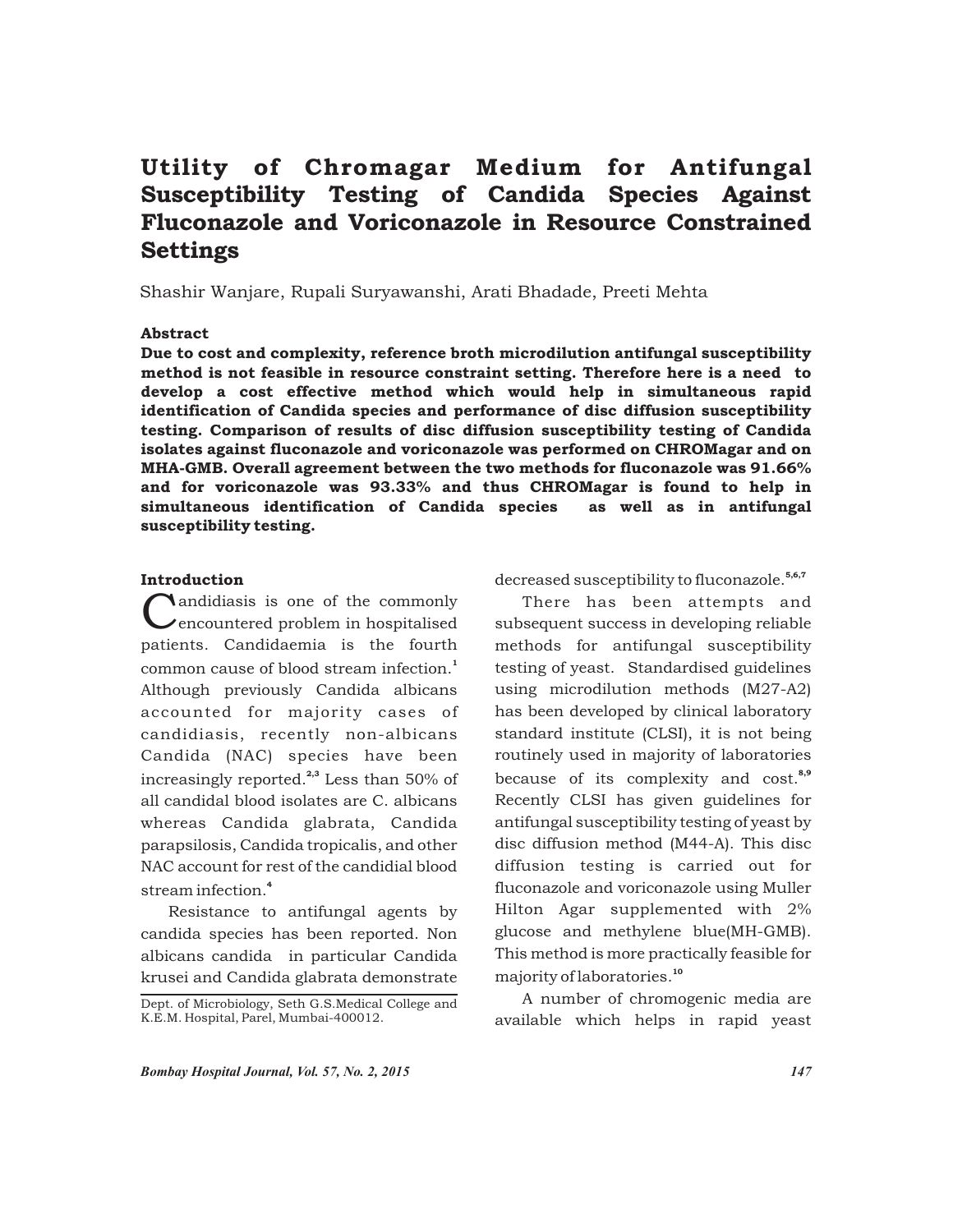# Utility of Chromagar Medium for Antifungal Susceptibility Testing of Candida Species Against Fluconazole and Voriconazole in Resource Constrained Settings

Shashir Wanjare, Rupali Suryawanshi, Arati Bhadade, Preeti Mehta

### Abstract

**Due to cost and complexity, reference broth microdilution antifungal susceptibility method is not feasible in resource constraint setting. Therefore here is a need to develop a cost effective method which would help in simultaneous rapid identification of Candida species and performance of disc diffusion susceptibility testing. Comparison of results of disc diffusion susceptibility testing of Candida isolates against fluconazole and voriconazole was performed on CHROMagar and on MHA-GMB. Overall agreement between the two methods for fluconazole was 91.66% and for voriconazole was 93.33% and thus CHROMagar is found to help in simultaneous identification of Candida species as well as in antifungal susceptibility testing.**

### Introduction

Candidiasis is one of the commonly encountered problem in hospitalised patients. Candidaemia is the fourth common cause of blood stream infection.[1] Although previously Candida albicans accounted for majority cases of candidiasis, recently non-albicans Candida (NAC) species have been increasingly reported.[2,3] Less than 50% of all candidal blood isolates are C. albicans whereas Candida glabrata, Candida parapsilosis, Candida tropicalis, and other NAC account for rest of the candidial blood stream infection.[4]

Resistance to antifungal agents by candida species has been reported. Non albicans candida in particular Candida krusei and Candida glabrata demonstrate decreased susceptibility to fluconazole.[5,6,7]

There has been attempts and subsequent success in developing reliable methods for antifungal susceptibility testing of yeast. Standardised guidelines using microdilution methods (M27-A2) has been developed by clinical laboratory standard institute (CLSI), it is not being routinely used in majority of laboratories because of its complexity and cost.[8,9] Recently CLSI has given guidelines for antifungal susceptibility testing of yeast by disc diffusion method (M44-A). This disc diffusion testing is carried out for fluconazole and voriconazole using Muller Hilton Agar supplemented with 2% glucose and methylene blue(MH-GMB). This method is more practically feasible for majority of laboratories.[10]

A number of chromogenic media are available which helps in rapid yeast

Dept. of Microbiology, Seth G.S.Medical College and K.E.M. Hospital, Parel, Mumbai-400012.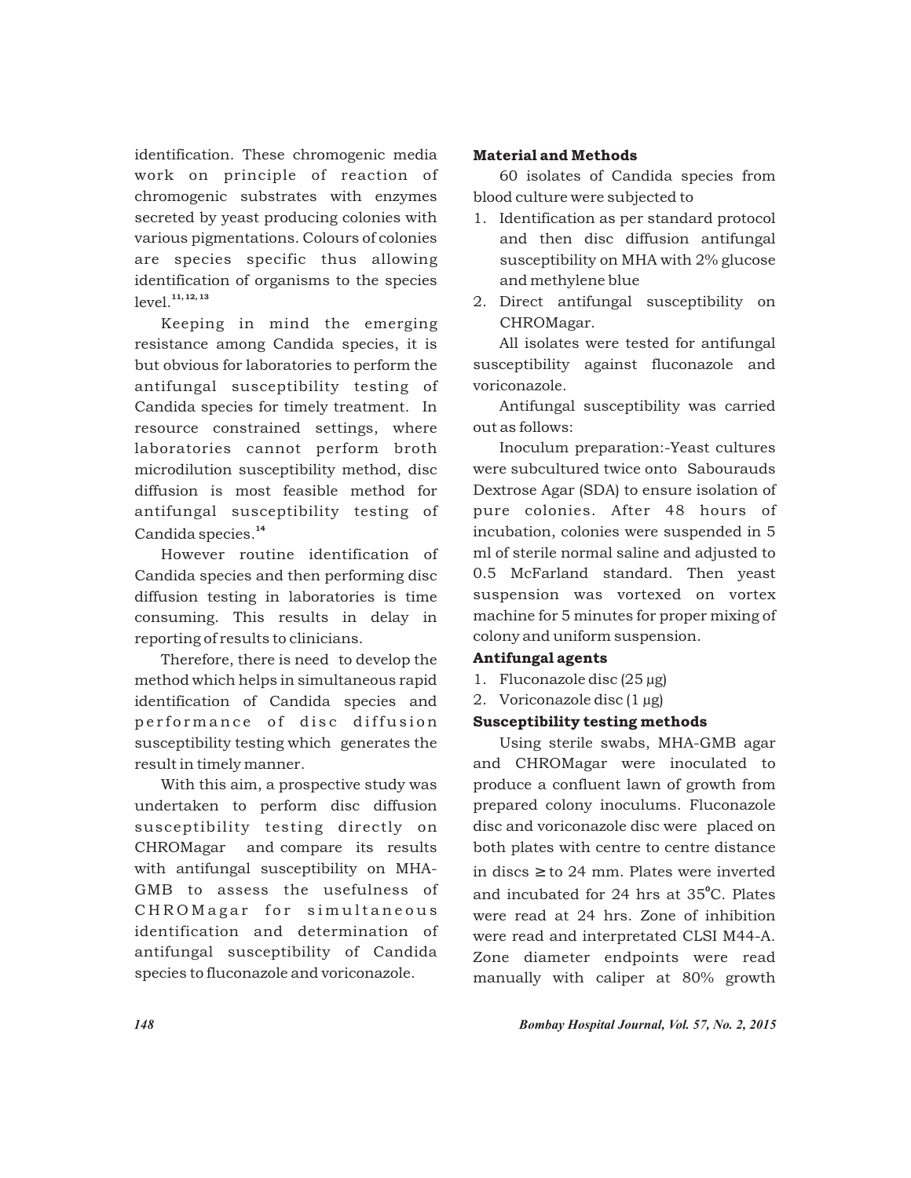identification. These chromogenic media work on principle of reaction of chromogenic substrates with enzymes secreted by yeast producing colonies with various pigmentations. Colours of colonies are species specific thus allowing identification of organisms to the species level.[11, 12, 13]

Keeping in mind the emerging resistance among Candida species, it is but obvious for laboratories to perform the antifungal susceptibility testing of Candida species for timely treatment. In resource constrained settings, where laboratories cannot perform broth microdilution susceptibility method, disc diffusion is most feasible method for antifungal susceptibility testing of Candida species.[14]

However routine identification of Candida species and then performing disc diffusion testing in laboratories is time consuming. This results in delay in reporting of results to clinicians.

Therefore, there is need to develop the method which helps in simultaneous rapid identification of Candida species and performance of disc diffusion susceptibility testing which generates the result in timely manner.

With this aim, a prospective study was undertaken to perform disc diffusion susceptibility testing directly on CHROMagar and compare its results with antifungal susceptibility on MHA-GMB to assess the usefulness of CHROMagar for simultaneous identification and determination of antifungal susceptibility of Candida species to fluconazole and voriconazole.

**Material and Methods**

60 isolates of Candida species from blood culture were subjected to

1. Identification as per standard protocol and then disc diffusion antifungal susceptibility on MHA with 2% glucose and methylene blue
2. Direct antifungal susceptibility on CHROMagar.

All isolates were tested for antifungal susceptibility against fluconazole and voriconazole.

Antifungal susceptibility was carried out as follows:

Inoculum preparation:-Yeast cultures were subcultured twice onto Sabourauds Dextrose Agar (SDA) to ensure isolation of pure colonies. After 48 hours of incubation, colonies were suspended in 5 ml of sterile normal saline and adjusted to 0.5 McFarland standard. Then yeast suspension was vortexed on vortex machine for 5 minutes for proper mixing of colony and uniform suspension.

**Antifungal agents**

1. Fluconazole disc (25 µg)
2. Voriconazole disc (1 µg)

**Susceptibility testing methods**

Using sterile swabs, MHA-GMB agar and CHROMagar were inoculated to produce a confluent lawn of growth from prepared colony inoculums. Fluconazole disc and voriconazole disc were placed on both plates with centre to centre distance in discs ≥ to 24 mm. Plates were inverted and incubated for 24 hrs at 35°C. Plates were read at 24 hrs. Zone of inhibition were read and interpretated CLSI M44-A. Zone diameter endpoints were read manually with caliper at 80% growth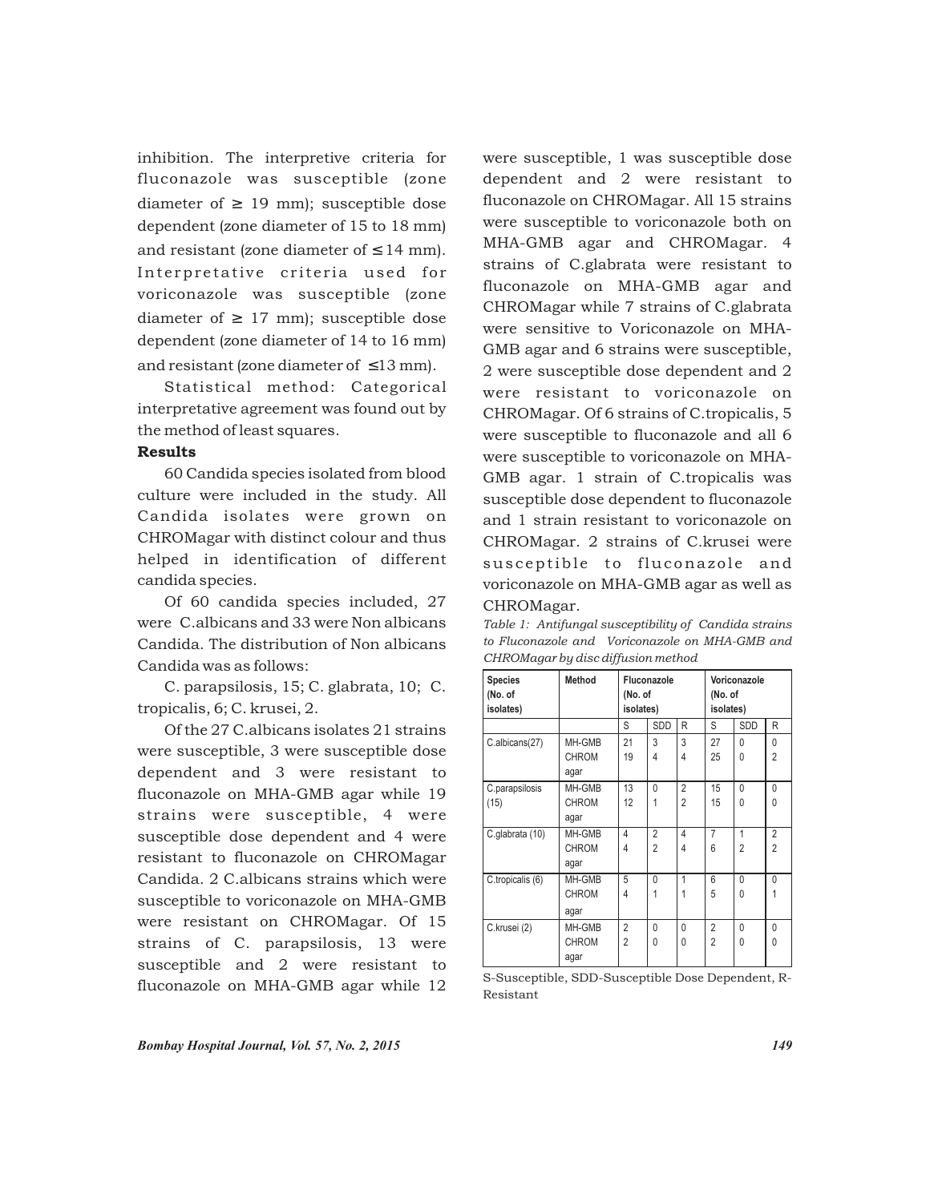inhibition. The interpretive criteria for fluconazole was susceptible (zone diameter of ≥ 19 mm); susceptible dose dependent (zone diameter of 15 to 18 mm) and resistant (zone diameter of ≤ 14 mm). Interpretative criteria used for voriconazole was susceptible (zone diameter of ≥ 17 mm); susceptible dose dependent (zone diameter of 14 to 16 mm) and resistant (zone diameter of ≤13 mm).

Statistical method: Categorical interpretative agreement was found out by the method of least squares.

**Results**

60 Candida species isolated from blood culture were included in the study. All Candida isolates were grown on CHROMagar with distinct colour and thus helped in identification of different candida species.

Of 60 candida species included, 27 were C.albicans and 33 were Non albicans Candida. The distribution of Non albicans Candida was as follows:

C. parapsilosis, 15; C. glabrata, 10; C. tropicalis, 6; C. krusei, 2.

Of the 27 C.albicans isolates 21 strains were susceptible, 3 were susceptible dose dependent and 3 were resistant to fluconazole on MHA-GMB agar while 19 strains were susceptible, 4 were susceptible dose dependent and 4 were resistant to fluconazole on CHROMagar Candida. 2 C.albicans strains which were susceptible to voriconazole on MHA-GMB were resistant on CHROMagar. Of 15 strains of C. parapsilosis, 13 were susceptible and 2 were resistant to fluconazole on MHA-GMB agar while 12 were susceptible, 1 was susceptible dose dependent and 2 were resistant to fluconazole on CHROMagar. All 15 strains were susceptible to voriconazole both on MHA-GMB agar and CHROMagar. 4 strains of C.glabrata were resistant to fluconazole on MHA-GMB agar and CHROMagar while 7 strains of C.glabrata were sensitive to Voriconazole on MHA-GMB agar and 6 strains were susceptible, 2 were susceptible dose dependent and 2 were resistant to voriconazole on CHROMagar. Of 6 strains of C.tropicalis, 5 were susceptible to fluconazole and all 6 were susceptible to voriconazole on MHA-GMB agar. 1 strain of C.tropicalis was susceptible dose dependent to fluconazole and 1 strain resistant to voriconazole on CHROMagar. 2 strains of C.krusei were susceptible to fluconazole and voriconazole on MHA-GMB agar as well as CHROMagar.

*Table 1: Antifungal susceptibility of Candida strains to Fluconazole and Voriconazole on MHA-GMB and CHROMagar by disc diffusion method*

| Species (No. of isolates) | Method | Fluconazole (No. of isolates) | | | Voriconazole (No. of isolates) | | |
|---|---|---|---|---|---|---|---|
| | | S | SDD | R | S | SDD | R |
| C.albicans(27) | MH-GMB | 21 | 3 | 3 | 27 | 0 | 0 |
| | CHROM agar | 19 | 4 | 4 | 25 | 0 | 2 |
| C.parapsilosis (15) | MH-GMB | 13 | 0 | 2 | 15 | 0 | 0 |
| | CHROM agar | 12 | 1 | 2 | 15 | 0 | 0 |
| C.glabrata (10) | MH-GMB | 4 | 2 | 4 | 7 | 1 | 2 |
| | CHROM agar | 4 | 2 | 4 | 6 | 2 | 2 |
| C.tropicalis (6) | MH-GMB | 5 | 0 | 1 | 6 | 0 | 0 |
| | CHROM agar | 4 | 1 | 1 | 5 | 0 | 1 |
| C.krusei (2) | MH-GMB | 2 | 0 | 0 | 2 | 0 | 0 |
| | CHROM agar | 2 | 0 | 0 | 2 | 0 | 0 |

S-Susceptible, SDD-Susceptible Dose Dependent, R-Resistant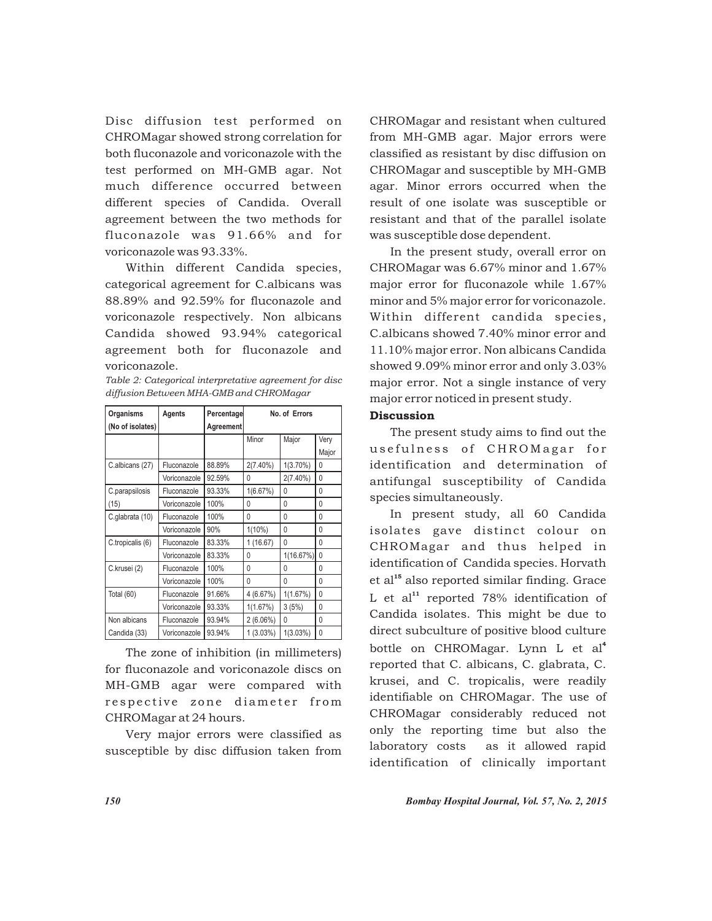Disc diffusion test performed on CHROMagar showed strong correlation for both fluconazole and voriconazole with the test performed on MH-GMB agar. Not much difference occurred between different species of Candida. Overall agreement between the two methods for fluconazole was 91.66% and for voriconazole was 93.33%.

Within different Candida species, categorical agreement for C.albicans was 88.89% and 92.59% for fluconazole and voriconazole respectively. Non albicans Candida showed 93.94% categorical agreement both for fluconazole and voriconazole.

*Table 2: Categorical interpretative agreement for disc diffusion Between MHA-GMB and CHROMagar*

| Organisms (No of isolates) | Agents | Percentage Agreement | No. of Errors | | |
|---|---|---|---|---|---|
| | | | Minor | Major | Very Major |
| C.albicans (27) | Fluconazole | 88.89% | 2(7.40%) | 1(3.70%) | 0 |
| | Voriconazole | 92.59% | 0 | 2(7.40%) | 0 |
| C.parapsilosis (15) | Fluconazole | 93.33% | 1(6.67%) | 0 | 0 |
| | Voriconazole | 100% | 0 | 0 | 0 |
| C.glabrata (10) | Fluconazole | 100% | 0 | 0 | 0 |
| | Voriconazole | 90% | 1(10%) | 0 | 0 |
| C.tropicalis (6) | Fluconazole | 83.33% | 1 (16.67) | 0 | 0 |
| | Voriconazole | 83.33% | 0 | 1(16.67%) | 0 |
| C.krusei (2) | Fluconazole | 100% | 0 | 0 | 0 |
| | Voriconazole | 100% | 0 | 0 | 0 |
| Total (60) | Fluconazole | 91.66% | 4 (6.67%) | 1(1.67%) | 0 |
| | Voriconazole | 93.33% | 1(1.67%) | 3 (5%) | 0 |
| Non albicans Candida (33) | Fluconazole | 93.94% | 2 (6.06%) | 0 | 0 |
| | Voriconazole | 93.94% | 1 (3.03%) | 1(3.03%) | 0 |

The zone of inhibition (in millimeters) for fluconazole and voriconazole discs on MH-GMB agar were compared with respective zone diameter from CHROMagar at 24 hours.

Very major errors were classified as susceptible by disc diffusion taken from CHROMagar and resistant when cultured from MH-GMB agar. Major errors were classified as resistant by disc diffusion on CHROMagar and susceptible by MH-GMB agar. Minor errors occurred when the result of one isolate was susceptible or resistant and that of the parallel isolate was susceptible dose dependent.

In the present study, overall error on CHROMagar was 6.67% minor and 1.67% major error for fluconazole while 1.67% minor and 5% major error for voriconazole. Within different candida species, C.albicans showed 7.40% minor error and 11.10% major error. Non albicans Candida showed 9.09% minor error and only 3.03% major error. Not a single instance of very major error noticed in present study.

## Discussion

The present study aims to find out the usefulness of CHROMagar for identification and determination of antifungal susceptibility of Candida species simultaneously.

In present study, all 60 Candida isolates gave distinct colour on CHROMagar and thus helped in identification of Candida species. Horvath et al[15] also reported similar finding. Grace L et al[11] reported 78% identification of Candida isolates. This might be due to direct subculture of positive blood culture bottle on CHROMagar. Lynn L et al[4] reported that C. albicans, C. glabrata, C. krusei, and C. tropicalis, were readily identifiable on CHROMagar. The use of CHROMagar considerably reduced not only the reporting time but also the laboratory costs as it allowed rapid identification of clinically important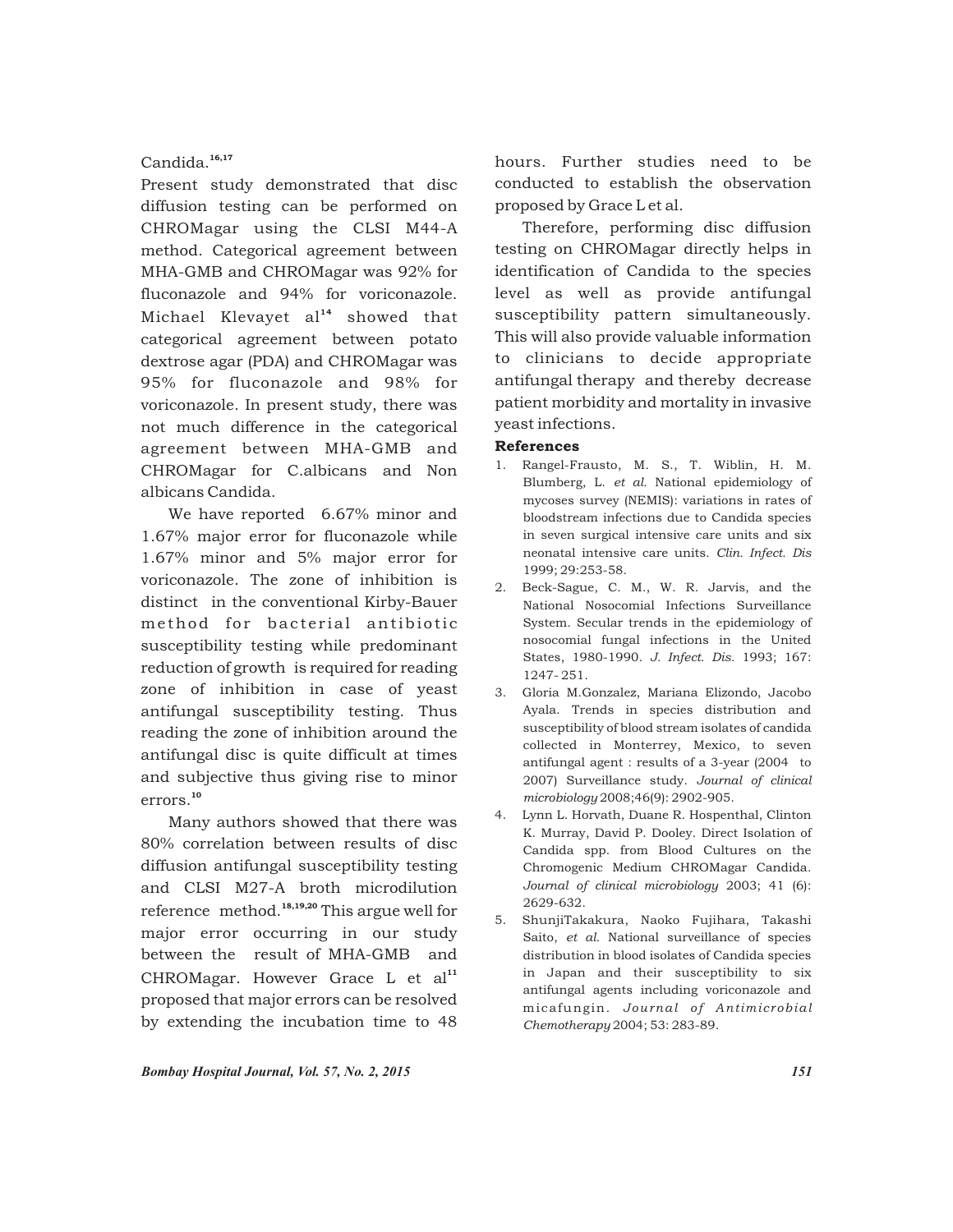Candida.[16,17]

Present study demonstrated that disc diffusion testing can be performed on CHROMagar using the CLSI M44-A method. Categorical agreement between MHA-GMB and CHROMagar was 92% for fluconazole and 94% for voriconazole. Michael Klevayet al[14] showed that categorical agreement between potato dextrose agar (PDA) and CHROMagar was 95% for fluconazole and 98% for voriconazole. In present study, there was not much difference in the categorical agreement between MHA-GMB and CHROMagar for C.albicans and Non albicans Candida.

We have reported 6.67% minor and 1.67% major error for fluconazole while 1.67% minor and 5% major error for voriconazole. The zone of inhibition is distinct in the conventional Kirby-Bauer method for bacterial antibiotic susceptibility testing while predominant reduction of growth is required for reading zone of inhibition in case of yeast antifungal susceptibility testing. Thus reading the zone of inhibition around the antifungal disc is quite difficult at times and subjective thus giving rise to minor errors.[10]

Many authors showed that there was 80% correlation between results of disc diffusion antifungal susceptibility testing and CLSI M27-A broth microdilution reference method.[18,19,20] This argue well for major error occurring in our study between the result of MHA-GMB and CHROMagar. However Grace L et al[11] proposed that major errors can be resolved by extending the incubation time to 48 hours. Further studies need to be conducted to establish the observation proposed by Grace L et al.

Therefore, performing disc diffusion testing on CHROMagar directly helps in identification of Candida to the species level as well as provide antifungal susceptibility pattern simultaneously. This will also provide valuable information to clinicians to decide appropriate antifungal therapy and thereby decrease patient morbidity and mortality in invasive yeast infections.

**References**

1. Rangel-Frausto, M. S., T. Wiblin, H. M. Blumberg, L. *et al.* National epidemiology of mycoses survey (NEMIS): variations in rates of bloodstream infections due to Candida species in seven surgical intensive care units and six neonatal intensive care units. *Clin. Infect. Dis* 1999; 29:253-58.
2. Beck-Sague, C. M., W. R. Jarvis, and the National Nosocomial Infections Surveillance System. Secular trends in the epidemiology of nosocomial fungal infections in the United States, 1980-1990. *J. Infect. Dis.* 1993; 167: 1247- 251.
3. Gloria M.Gonzalez, Mariana Elizondo, Jacobo Ayala. Trends in species distribution and susceptibility of blood stream isolates of candida collected in Monterrey, Mexico, to seven antifungal agent : results of a 3-year (2004 to 2007) Surveillance study. *Journal of clinical microbiology* 2008;46(9): 2902-905.
4. Lynn L. Horvath, Duane R. Hospenthal, Clinton K. Murray, David P. Dooley. Direct Isolation of Candida spp. from Blood Cultures on the Chromogenic Medium CHROMagar Candida. *Journal of clinical microbiology* 2003; 41 (6): 2629-632.
5. ShunjiTakakura, Naoko Fujihara, Takashi Saito, *et al.* National surveillance of species distribution in blood isolates of Candida species in Japan and their susceptibility to six antifungal agents including voriconazole and micafungin. *Journal of Antimicrobial Chemotherapy* 2004; 53: 283-89.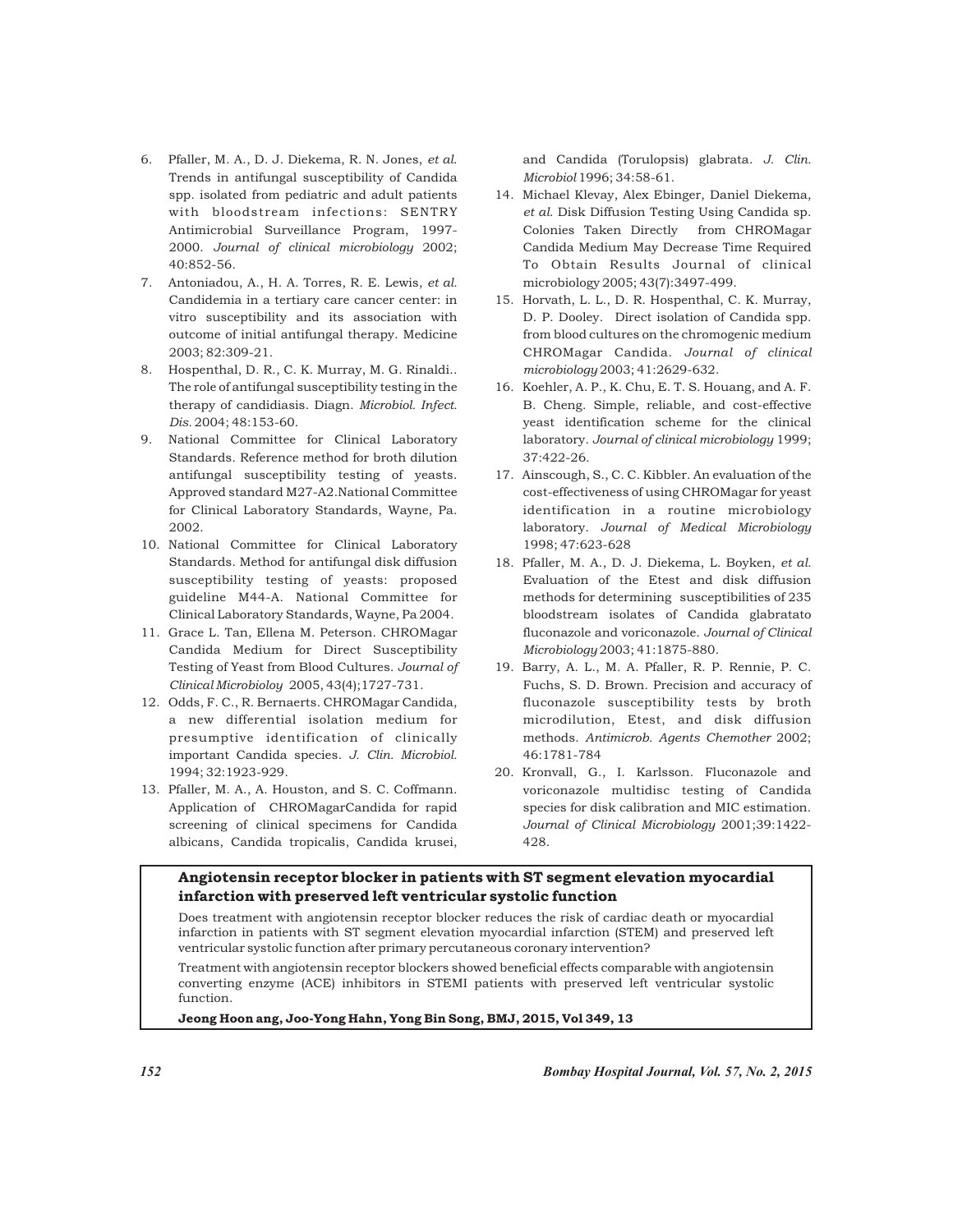6. Pfaller, M. A., D. J. Diekema, R. N. Jones, *et al.* Trends in antifungal susceptibility of Candida spp. isolated from pediatric and adult patients with bloodstream infections: SENTRY Antimicrobial Surveillance Program, 1997-2000. *Journal of clinical microbiology* 2002; 40:852-56.
7. Antoniadou, A., H. A. Torres, R. E. Lewis, *et al.* Candidemia in a tertiary care cancer center: in vitro susceptibility and its association with outcome of initial antifungal therapy. Medicine 2003; 82:309-21.
8. Hospenthal, D. R., C. K. Murray, M. G. Rinaldi.. The role of antifungal susceptibility testing in the therapy of candidiasis. Diagn. *Microbiol. Infect. Dis.* 2004; 48:153-60.
9. National Committee for Clinical Laboratory Standards. Reference method for broth dilution antifungal susceptibility testing of yeasts. Approved standard M27-A2.National Committee for Clinical Laboratory Standards, Wayne, Pa. 2002.
10. National Committee for Clinical Laboratory Standards. Method for antifungal disk diffusion susceptibility testing of yeasts: proposed guideline M44-A. National Committee for Clinical Laboratory Standards, Wayne, Pa 2004.
11. Grace L. Tan, Ellena M. Peterson. CHROMagar Candida Medium for Direct Susceptibility Testing of Yeast from Blood Cultures. *Journal of Clinical Microbioloy* 2005, 43(4);1727-731.
12. Odds, F. C., R. Bernaerts. CHROMagar Candida, a new differential isolation medium for presumptive identification of clinically important Candida species. *J. Clin. Microbiol.* 1994; 32:1923-929.
13. Pfaller, M. A., A. Houston, and S. C. Coffmann. Application of CHROMagarCandida for rapid screening of clinical specimens for Candida albicans, Candida tropicalis, Candida krusei, and Candida (Torulopsis) glabrata. *J. Clin. Microbiol* 1996; 34:58-61.
14. Michael Klevay, Alex Ebinger, Daniel Diekema, *et al.* Disk Diffusion Testing Using Candida sp. Colonies Taken Directly from CHROMagar Candida Medium May Decrease Time Required To Obtain Results Journal of clinical microbiology 2005; 43(7):3497-499.
15. Horvath, L. L., D. R. Hospenthal, C. K. Murray, D. P. Dooley. Direct isolation of Candida spp. from blood cultures on the chromogenic medium CHROMagar Candida. *Journal of clinical microbiology* 2003; 41:2629-632.
16. Koehler, A. P., K. Chu, E. T. S. Houang, and A. F. B. Cheng. Simple, reliable, and cost-effective yeast identification scheme for the clinical laboratory. *Journal of clinical microbiology* 1999; 37:422-26.
17. Ainscough, S., C. C. Kibbler. An evaluation of the cost-effectiveness of using CHROMagar for yeast identification in a routine microbiology laboratory. *Journal of Medical Microbiology* 1998; 47:623-628
18. Pfaller, M. A., D. J. Diekema, L. Boyken, *et al.* Evaluation of the Etest and disk diffusion methods for determining susceptibilities of 235 bloodstream isolates of Candida glabratato fluconazole and voriconazole. *Journal of Clinical Microbiology* 2003; 41:1875-880.
19. Barry, A. L., M. A. Pfaller, R. P. Rennie, P. C. Fuchs, S. D. Brown. Precision and accuracy of fluconazole susceptibility tests by broth microdilution, Etest, and disk diffusion methods. *Antimicrob. Agents Chemother* 2002; 46:1781-784
20. Kronvall, G., I. Karlsson. Fluconazole and voriconazole multidisc testing of Candida species for disk calibration and MIC estimation. *Journal of Clinical Microbiology* 2001;39:1422-428.

**Angiotensin receptor blocker in patients with ST segment elevation myocardial infarction with preserved left ventricular systolic function**

Does treatment with angiotensin receptor blocker reduces the risk of cardiac death or myocardial infarction in patients with ST segment elevation myocardial infarction (STEM) and preserved left ventricular systolic function after primary percutaneous coronary intervention?

Treatment with angiotensin receptor blockers showed beneficial effects comparable with angiotensin converting enzyme (ACE) inhibitors in STEMI patients with preserved left ventricular systolic function.

**Jeong Hoon ang, Joo-Yong Hahn, Yong Bin Song, BMJ, 2015, Vol 349, 13**